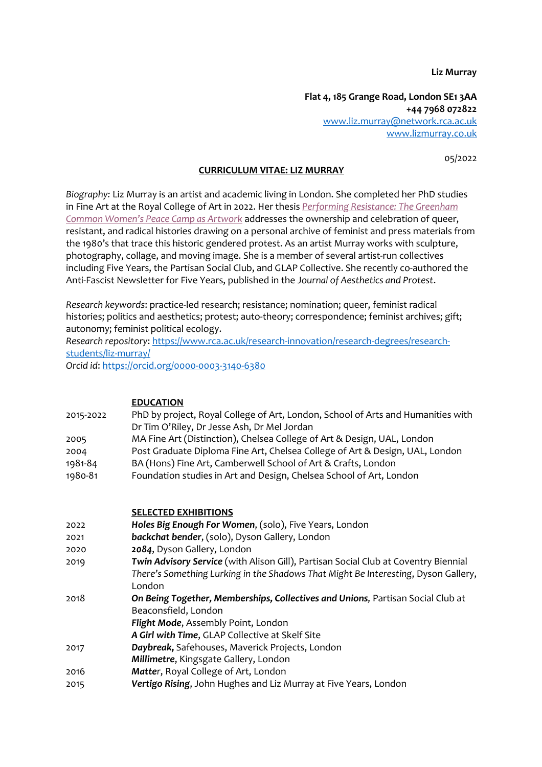**Liz Murray**

**Flat 4, 185 Grange Road, London SE1 3AA**
**+44 7968 072822**
www.liz.murray@network.rca.ac.uk
www.lizmurray.co.uk

05/2022

## CURRICULUM VITAE: LIZ MURRAY

*Biography:* Liz Murray is an artist and academic living in London. She completed her PhD studies in Fine Art at the Royal College of Art in 2022. Her thesis *Performing Resistance: The Greenham Common Women's Peace Camp as Artwork* addresses the ownership and celebration of queer, resistant, and radical histories drawing on a personal archive of feminist and press materials from the 1980's that trace this historic gendered protest. As an artist Murray works with sculpture, photography, collage, and moving image. She is a member of several artist-run collectives including Five Years, the Partisan Social Club, and GLAP Collective. She recently co-authored the Anti-Fascist Newsletter for Five Years, published in the *Journal of Aesthetics and Protest*.

*Research keywords*: practice-led research; resistance; nomination; queer, feminist radical histories; politics and aesthetics; protest; auto-theory; correspondence; feminist archives; gift; autonomy; feminist political ecology.
*Research repository*: https://www.rca.ac.uk/research-innovation/research-degrees/research-students/liz-murray/
*Orcid id*: https://orcid.org/0000-0003-3140-6380

### EDUCATION

| | |
|---|---|
| 2015-2022 | PhD by project, Royal College of Art, London, School of Arts and Humanities with Dr Tim O'Riley, Dr Jesse Ash, Dr Mel Jordan |
| 2005 | MA Fine Art (Distinction), Chelsea College of Art & Design, UAL, London |
| 2004 | Post Graduate Diploma Fine Art, Chelsea College of Art & Design, UAL, London |
| 1981-84 | BA (Hons) Fine Art, Camberwell School of Art & Crafts, London |
| 1980-81 | Foundation studies in Art and Design, Chelsea School of Art, London |

### SELECTED EXHIBITIONS

| | |
|---|---|
| 2022 | ***Holes Big Enough For Women***, (solo), Five Years, London |
| 2021 | ***backchat bender***, (solo), Dyson Gallery, London |
| 2020 | ***2084***, Dyson Gallery, London |
| 2019 | ***Twin Advisory Service*** (with Alison Gill), Partisan Social Club at Coventry Biennial |
| | *There's Something Lurking in the Shadows That Might Be Interesting*, Dyson Gallery, London |
| 2018 | ***On Being Together, Memberships, Collectives and Unions***, Partisan Social Club at Beaconsfield, London |
| | ***Flight Mode***, Assembly Point, London |
| | ***A Girl with Time***, GLAP Collective at Skelf Site |
| 2017 | ***Daybreak,*** Safehouses, Maverick Projects, London |
| | ***Millimetre***, Kingsgate Gallery, London |
| 2016 | ***Matter***, Royal College of Art, London |
| 2015 | ***Vertigo Rising***, John Hughes and Liz Murray at Five Years, London |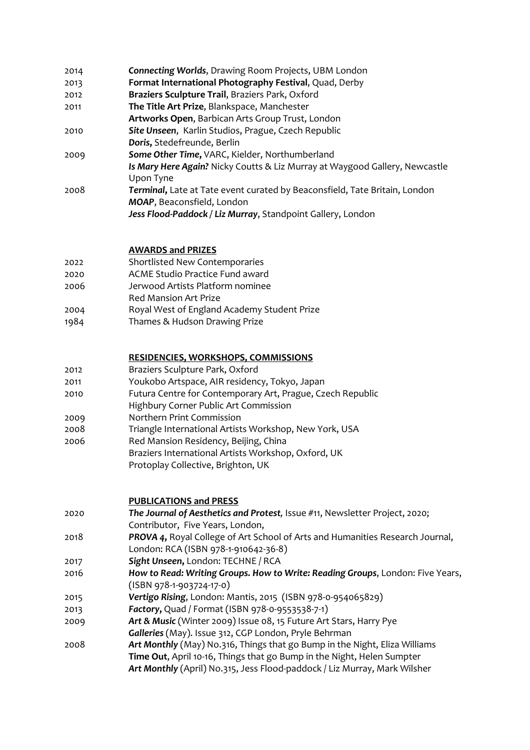2014 ***Connecting Worlds***, Drawing Room Projects, UBM London
2013 **Format International Photography Festival**, Quad, Derby
2012 **Braziers Sculpture Trail**, Braziers Park, Oxford
2011 **The Title Art Prize**, Blankspace, Manchester
**Artworks Open**, Barbican Arts Group Trust, London
2010 ***Site Unseen***, Karlin Studios, Prague, Czech Republic
***Doris***, Stedefreunde, Berlin
2009 ***Some Other Time***, VARC, Kielder, Northumberland
***Is Mary Here Again?*** Nicky Coutts & Liz Murray at Waygood Gallery, Newcastle Upon Tyne
2008 ***Terminal***, Late at Tate event curated by Beaconsfield, Tate Britain, London
***MOAP***, Beaconsfield, London
***Jess Flood-Paddock / Liz Murray***, Standpoint Gallery, London

## AWARDS and PRIZES

2022 Shortlisted New Contemporaries
2020 ACME Studio Practice Fund award
2006 Jerwood Artists Platform nominee
Red Mansion Art Prize
2004 Royal West of England Academy Student Prize
1984 Thames & Hudson Drawing Prize

## RESIDENCIES, WORKSHOPS, COMMISSIONS

2012 Braziers Sculpture Park, Oxford
2011 Youkobo Artspace, AIR residency, Tokyo, Japan
2010 Futura Centre for Contemporary Art, Prague, Czech Republic
Highbury Corner Public Art Commission
2009 Northern Print Commission
2008 Triangle International Artists Workshop, New York, USA
2006 Red Mansion Residency, Beijing, China
Braziers International Artists Workshop, Oxford, UK
Protoplay Collective, Brighton, UK

## PUBLICATIONS and PRESS

2020 ***The Journal of Aesthetics and Protest**,* Issue #11, Newsletter Project, 2020; Contributor, Five Years, London,
2018 ***PROVA 4***, Royal College of Art School of Arts and Humanities Research Journal, London: RCA (ISBN 978-1-910642-36-8)
2017 ***Sight Unseen***, London: TECHNE / RCA
2016 ***How to Read: Writing Groups. How to Write: Reading Groups***, London: Five Years, (ISBN 978-1-903724-17-0)
2015 ***Vertigo Rising***, London: Mantis, 2015 (ISBN 978-0-954065829)
2013 ***Factory***, Quad / Format (ISBN 978-0-9553538-7-1)
2009 ***Art & Music*** (Winter 2009) Issue 08, 15 Future Art Stars, Harry Pye
***Galleries*** (May). Issue 312, CGP London, Pryle Behrman
2008 ***Art Monthly*** (May) No.316, Things that go Bump in the Night, Eliza Williams
**Time Out**, April 10-16, Things that go Bump in the Night, Helen Sumpter
***Art Monthly*** (April) No.315, Jess Flood-paddock / Liz Murray, Mark Wilsher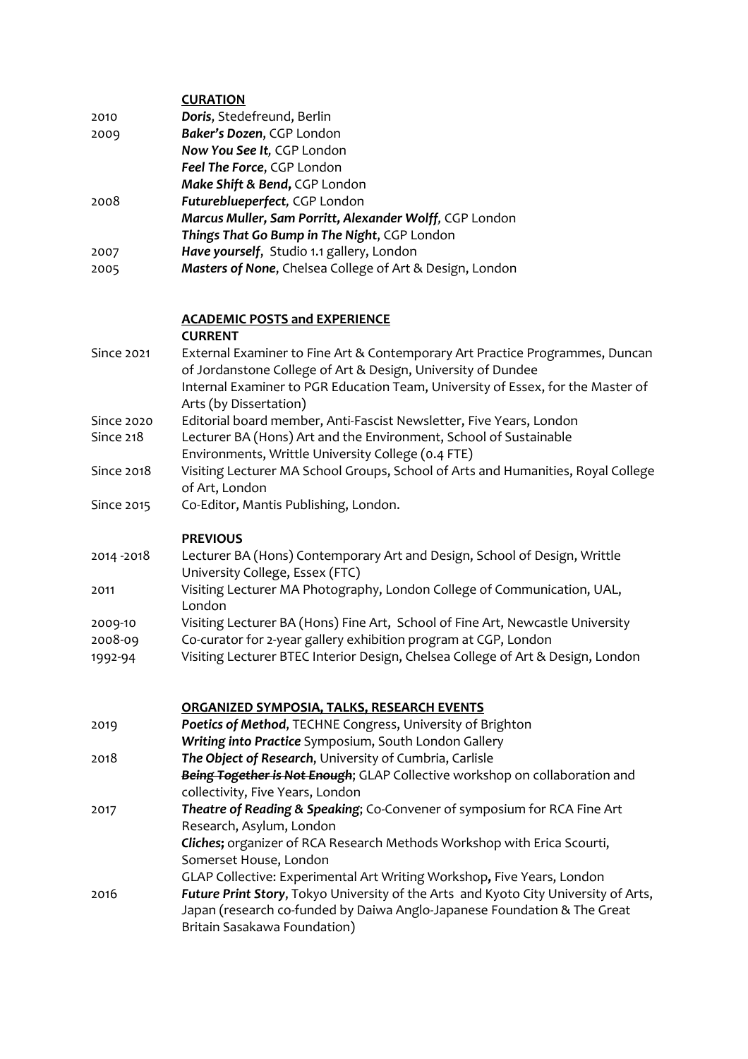## CURATION

| | |
|---|---|
| 2010 | ***Doris***, Stedefreund, Berlin |
| 2009 | ***Baker's Dozen***, CGP London |
| | ***Now You See It***, CGP London |
| | ***Feel The Force***, CGP London |
| | ***Make Shift & Bend***, CGP London |
| 2008 | ***Futureblueperfect***, CGP London |
| | ***Marcus Muller, Sam Porritt, Alexander Wolff***, CGP London |
| | ***Things That Go Bump in The Night***, CGP London |
| 2007 | ***Have yourself***, Studio 1.1 gallery, London |
| 2005 | ***Masters of None***, Chelsea College of Art & Design, London |

## ACADEMIC POSTS and EXPERIENCE

### CURRENT

| | |
|---|---|
| Since 2021 | External Examiner to Fine Art & Contemporary Art Practice Programmes, Duncan of Jordanstone College of Art & Design, University of Dundee |
| | Internal Examiner to PGR Education Team, University of Essex, for the Master of Arts (by Dissertation) |
| Since 2020 | Editorial board member, Anti-Fascist Newsletter, Five Years, London |
| Since 218 | Lecturer BA (Hons) Art and the Environment, School of Sustainable Environments, Writtle University College (0.4 FTE) |
| Since 2018 | Visiting Lecturer MA School Groups, School of Arts and Humanities, Royal College of Art, London |
| Since 2015 | Co-Editor, Mantis Publishing, London. |

### PREVIOUS

| | |
|---|---|
| 2014 -2018 | Lecturer BA (Hons) Contemporary Art and Design, School of Design, Writtle University College, Essex (FTC) |
| 2011 | Visiting Lecturer MA Photography, London College of Communication, UAL, London |
| 2009-10 | Visiting Lecturer BA (Hons) Fine Art, School of Fine Art, Newcastle University |
| 2008-09 | Co-curator for 2-year gallery exhibition program at CGP, London |
| 1992-94 | Visiting Lecturer BTEC Interior Design, Chelsea College of Art & Design, London |

## ORGANIZED SYMPOSIA, TALKS, RESEARCH EVENTS

| | |
|---|---|
| 2019 | ***Poetics of Method***, TECHNE Congress, University of Brighton |
| | ***Writing into Practice*** Symposium, South London Gallery |
| 2018 | ***The Object of Research***, University of Cumbria, Carlisle |
| | ~~***Being Together is Not Enough***~~; GLAP Collective workshop on collaboration and collectivity, Five Years, London |
| 2017 | ***Theatre of Reading & Speaking***; Co-Convener of symposium for RCA Fine Art Research, Asylum, London |
| | ***Cliches;*** organizer of RCA Research Methods Workshop with Erica Scourti, Somerset House, London |
| | GLAP Collective: Experimental Art Writing Workshop**,** Five Years, London |
| 2016 | ***Future Print Story***, Tokyo University of the Arts and Kyoto City University of Arts, Japan (research co-funded by Daiwa Anglo-Japanese Foundation & The Great Britain Sasakawa Foundation) |